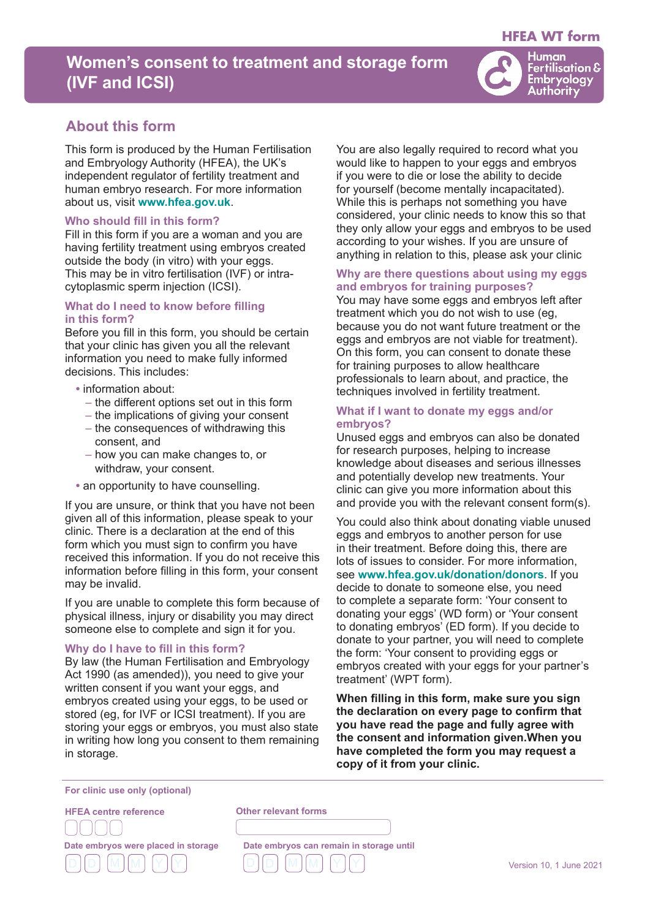HFEA WT form

# Women's consent to treatment and storage form (IVF and ICSI)

Human Fertilisation & Embryology Authority

## About this form

This form is produced by the Human Fertilisation and Embryology Authority (HFEA), the UK's independent regulator of fertility treatment and human embryo research. For more information about us, visit **www.hfea.gov.uk**.

### Who should fill in this form?

Fill in this form if you are a woman and you are having fertility treatment using embryos created outside the body (in vitro) with your eggs. This may be in vitro fertilisation (IVF) or intra-cytoplasmic sperm injection (ICSI).

### What do I need to know before filling in this form?

Before you fill in this form, you should be certain that your clinic has given you all the relevant information you need to make fully informed decisions. This includes:

- information about:
  - the different options set out in this form
  - the implications of giving your consent
  - the consequences of withdrawing this consent, and
  - how you can make changes to, or withdraw, your consent.
- an opportunity to have counselling.

If you are unsure, or think that you have not been given all of this information, please speak to your clinic. There is a declaration at the end of this form which you must sign to confirm you have received this information. If you do not receive this information before filling in this form, your consent may be invalid.

If you are unable to complete this form because of physical illness, injury or disability you may direct someone else to complete and sign it for you.

### Why do I have to fill in this form?

By law (the Human Fertilisation and Embryology Act 1990 (as amended)), you need to give your written consent if you want your eggs, and embryos created using your eggs, to be used or stored (eg, for IVF or ICSI treatment). If you are storing your eggs or embryos, you must also state in writing how long you consent to them remaining in storage.

You are also legally required to record what you would like to happen to your eggs and embryos if you were to die or lose the ability to decide for yourself (become mentally incapacitated). While this is perhaps not something you have considered, your clinic needs to know this so that they only allow your eggs and embryos to be used according to your wishes. If you are unsure of anything in relation to this, please ask your clinic

### Why are there questions about using my eggs and embryos for training purposes?

You may have some eggs and embryos left after treatment which you do not wish to use (eg, because you do not want future treatment or the eggs and embryos are not viable for treatment). On this form, you can consent to donate these for training purposes to allow healthcare professionals to learn about, and practice, the techniques involved in fertility treatment.

### What if I want to donate my eggs and/or embryos?

Unused eggs and embryos can also be donated for research purposes, helping to increase knowledge about diseases and serious illnesses and potentially develop new treatments. Your clinic can give you more information about this and provide you with the relevant consent form(s).

You could also think about donating viable unused eggs and embryos to another person for use in their treatment. Before doing this, there are lots of issues to consider. For more information, see **www.hfea.gov.uk/donation/donors**. If you decide to donate to someone else, you need to complete a separate form: 'Your consent to donating your eggs' (WD form) or 'Your consent to donating embryos' (ED form). If you decide to donate to your partner, you will need to complete the form: 'Your consent to providing eggs or embryos created with your eggs for your partner's treatment' (WPT form).

**When filling in this form, make sure you sign the declaration on every page to confirm that you have read the page and fully agree with the consent and information given.When you have completed the form you may request a copy of it from your clinic.**

---

**For clinic use only (optional)**

HFEA centre reference: ☐☐☐☐

Other relevant forms: ____________

Date embryos were placed in storage: D D / M M / Y Y

Date embryos can remain in storage until: D D / M M / Y Y

Version 10, 1 June 2021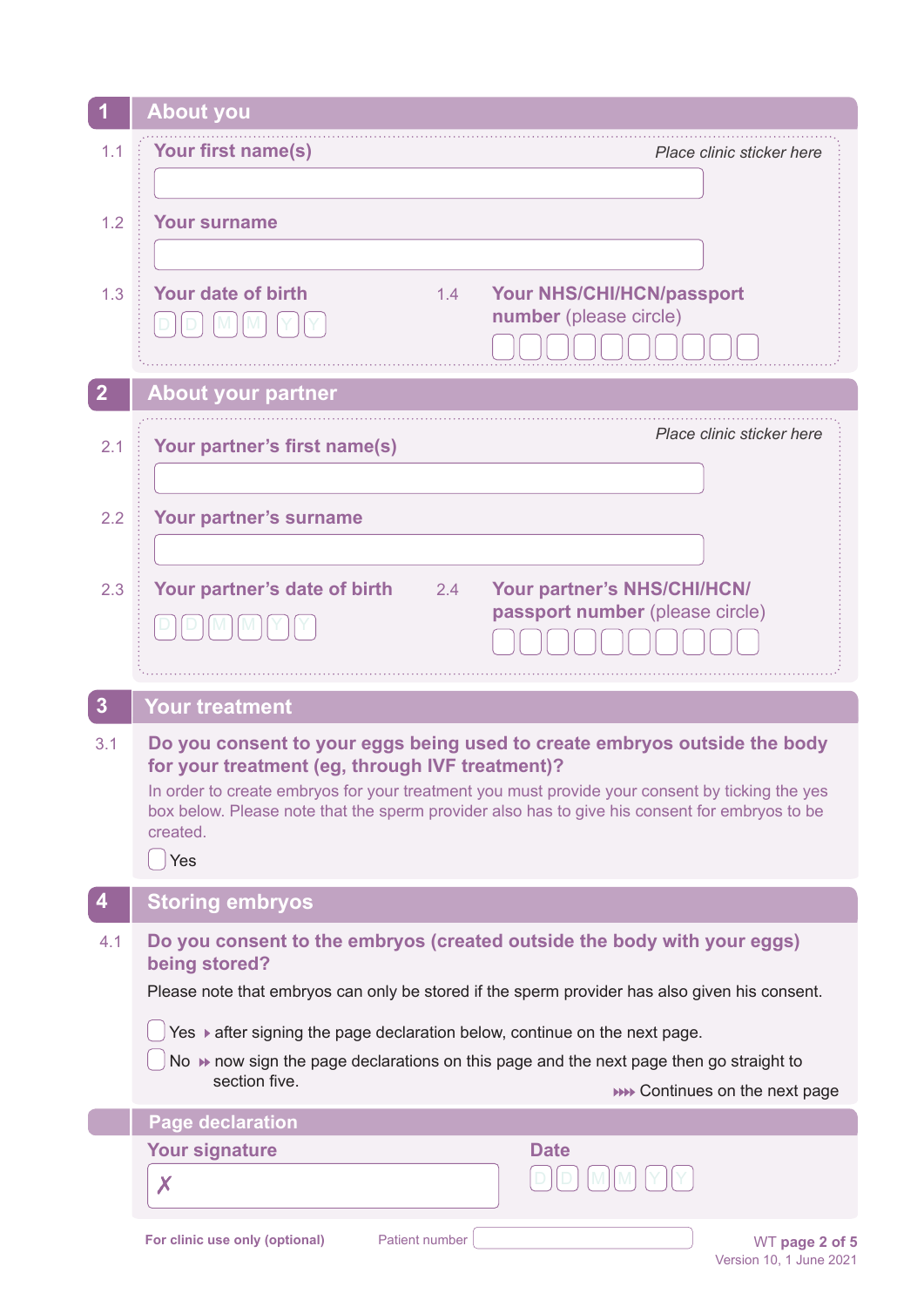## 1 About you

1.1 **Your first name(s)**

*Place clinic sticker here*

1.2 **Your surname**

1.3 **Your date of birth**

D D M M Y Y

1.4 **Your NHS/CHI/HCN/passport number** (please circle)

## 2 About your partner

*Place clinic sticker here*

2.1 **Your partner's first name(s)**

2.2 **Your partner's surname**

2.3 **Your partner's date of birth**

D D M M Y Y

2.4 **Your partner's NHS/CHI/HCN/ passport number** (please circle)

## 3 Your treatment

3.1 **Do you consent to your eggs being used to create embryos outside the body for your treatment (eg, through IVF treatment)?**

In order to create embryos for your treatment you must provide your consent by ticking the yes box below. Please note that the sperm provider also has to give his consent for embryos to be created.

- [ ] Yes

## 4 Storing embryos

4.1 **Do you consent to the embryos (created outside the body with your eggs) being stored?**

Please note that embryos can only be stored if the sperm provider has also given his consent.

- [ ] Yes ▸ after signing the page declaration below, continue on the next page.
- [ ] No ▸▸ now sign the page declarations on this page and the next page then go straight to section five.

▸▸▸▸ Continues on the next page

## Page declaration

**Your signature**

✗

**Date**

D D M M Y Y

**For clinic use only (optional)** Patient number

Version 10, 1 June 2021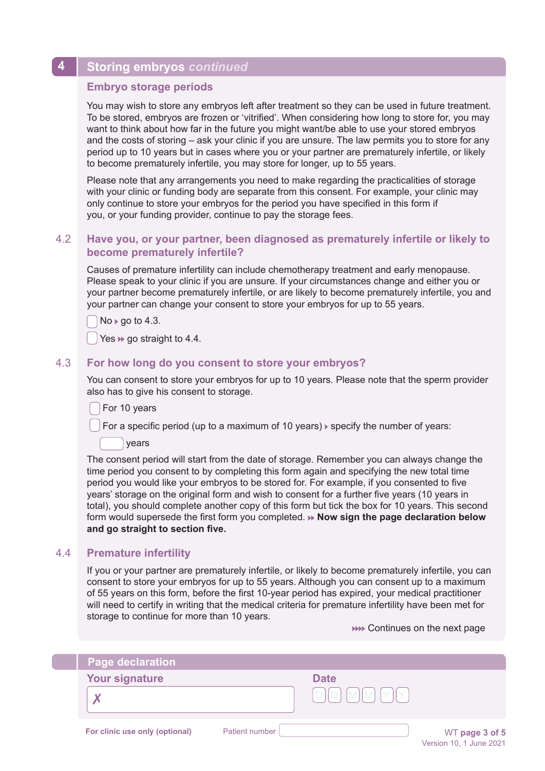## 4 Storing embryos *continued*

### Embryo storage periods

You may wish to store any embryos left after treatment so they can be used in future treatment. To be stored, embryos are frozen or 'vitrified'. When considering how long to store for, you may want to think about how far in the future you might want/be able to use your stored embryos and the costs of storing – ask your clinic if you are unsure. The law permits you to store for any period up to 10 years but in cases where you or your partner are prematurely infertile, or likely to become prematurely infertile, you may store for longer, up to 55 years.

Please note that any arrangements you need to make regarding the practicalities of storage with your clinic or funding body are separate from this consent. For example, your clinic may only continue to store your embryos for the period you have specified in this form if you, or your funding provider, continue to pay the storage fees.

### 4.2 Have you, or your partner, been diagnosed as prematurely infertile or likely to become prematurely infertile?

Causes of premature infertility can include chemotherapy treatment and early menopause. Please speak to your clinic if you are unsure. If your circumstances change and either you or your partner become prematurely infertile, or are likely to become prematurely infertile, you and your partner can change your consent to store your embryos for up to 55 years.

- [ ] No ▸ go to 4.3.
- [ ] Yes ▸▸ go straight to 4.4.

### 4.3 For how long do you consent to store your embryos?

You can consent to store your embryos for up to 10 years. Please note that the sperm provider also has to give his consent to storage.

- [ ] For 10 years
- [ ] For a specific period (up to a maximum of 10 years) ▸ specify the number of years:

[ ] years

The consent period will start from the date of storage. Remember you can always change the time period you consent to by completing this form again and specifying the new total time period you would like your embryos to be stored for. For example, if you consented to five years' storage on the original form and wish to consent for a further five years (10 years in total), you should complete another copy of this form but tick the box for 10 years. This second form would supersede the first form you completed. ▸▸ **Now sign the page declaration below and go straight to section five.**

### 4.4 Premature infertility

If you or your partner are prematurely infertile, or likely to become prematurely infertile, you can consent to store your embryos for up to 55 years. Although you can consent up to a maximum of 55 years on this form, before the first 10-year period has expired, your medical practitioner will need to certify in writing that the medical criteria for premature infertility have been met for storage to continue for more than 10 years.

▸▸▸ Continues on the next page

### Page declaration

**Your signature**

✗

**Date**

D D M M Y Y

For clinic use only (optional) Patient number [ ]

WT Version 10, 1 June 2021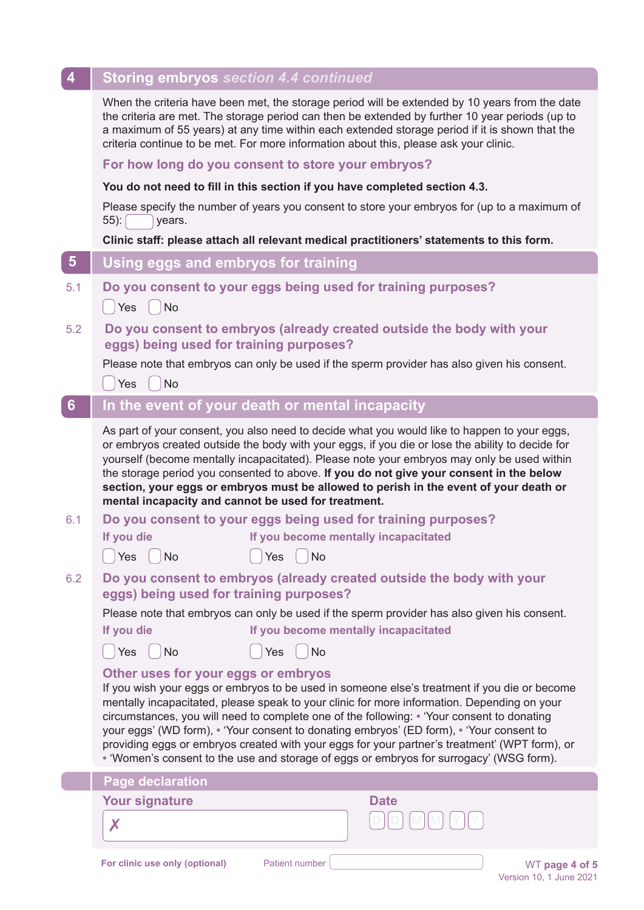## 4 Storing embryos *section 4.4 continued*

When the criteria have been met, the storage period will be extended by 10 years from the date the criteria are met. The storage period can then be extended by further 10 year periods (up to a maximum of 55 years) at any time within each extended storage period if it is shown that the criteria continue to be met. For more information about this, please ask your clinic.

### For how long do you consent to store your embryos?

**You do not need to fill in this section if you have completed section 4.3.**

Please specify the number of years you consent to store your embryos for (up to a maximum of 55): ☐ years.

**Clinic staff: please attach all relevant medical practitioners' statements to this form.**

## 5 Using eggs and embryos for training

5.1 **Do you consent to your eggs being used for training purposes?**

☐ Yes ☐ No

5.2 **Do you consent to embryos (already created outside the body with your eggs) being used for training purposes?**

Please note that embryos can only be used if the sperm provider has also given his consent.

☐ Yes ☐ No

## 6 In the event of your death or mental incapacity

As part of your consent, you also need to decide what you would like to happen to your eggs, or embryos created outside the body with your eggs, if you die or lose the ability to decide for yourself (become mentally incapacitated). Please note your embryos may only be used within the storage period you consented to above. **If you do not give your consent in the below section, your eggs or embryos must be allowed to perish in the event of your death or mental incapacity and cannot be used for treatment.**

6.1 **Do you consent to your eggs being used for training purposes?**

| If you die | If you become mentally incapacitated |
|---|---|
| ☐ Yes ☐ No | ☐ Yes ☐ No |

6.2 **Do you consent to embryos (already created outside the body with your eggs) being used for training purposes?**

Please note that embryos can only be used if the sperm provider has also given his consent.

| If you die | If you become mentally incapacitated |
|---|---|
| ☐ Yes ☐ No | ☐ Yes ☐ No |

### Other uses for your eggs or embryos

If you wish your eggs or embryos to be used in someone else's treatment if you die or become mentally incapacitated, please speak to your clinic for more information. Depending on your circumstances, you will need to complete one of the following: • 'Your consent to donating your eggs' (WD form), • 'Your consent to donating embryos' (ED form), • 'Your consent to providing eggs or embryos created with your eggs for your partner's treatment' (WPT form), or • 'Women's consent to the use and storage of eggs or embryos for surrogacy' (WSG form).

## Page declaration

**Your signature**

✗

**Date**

D D M M Y Y

**For clinic use only (optional)** Patient number

WT page 4 of 5
Version 10, 1 June 2021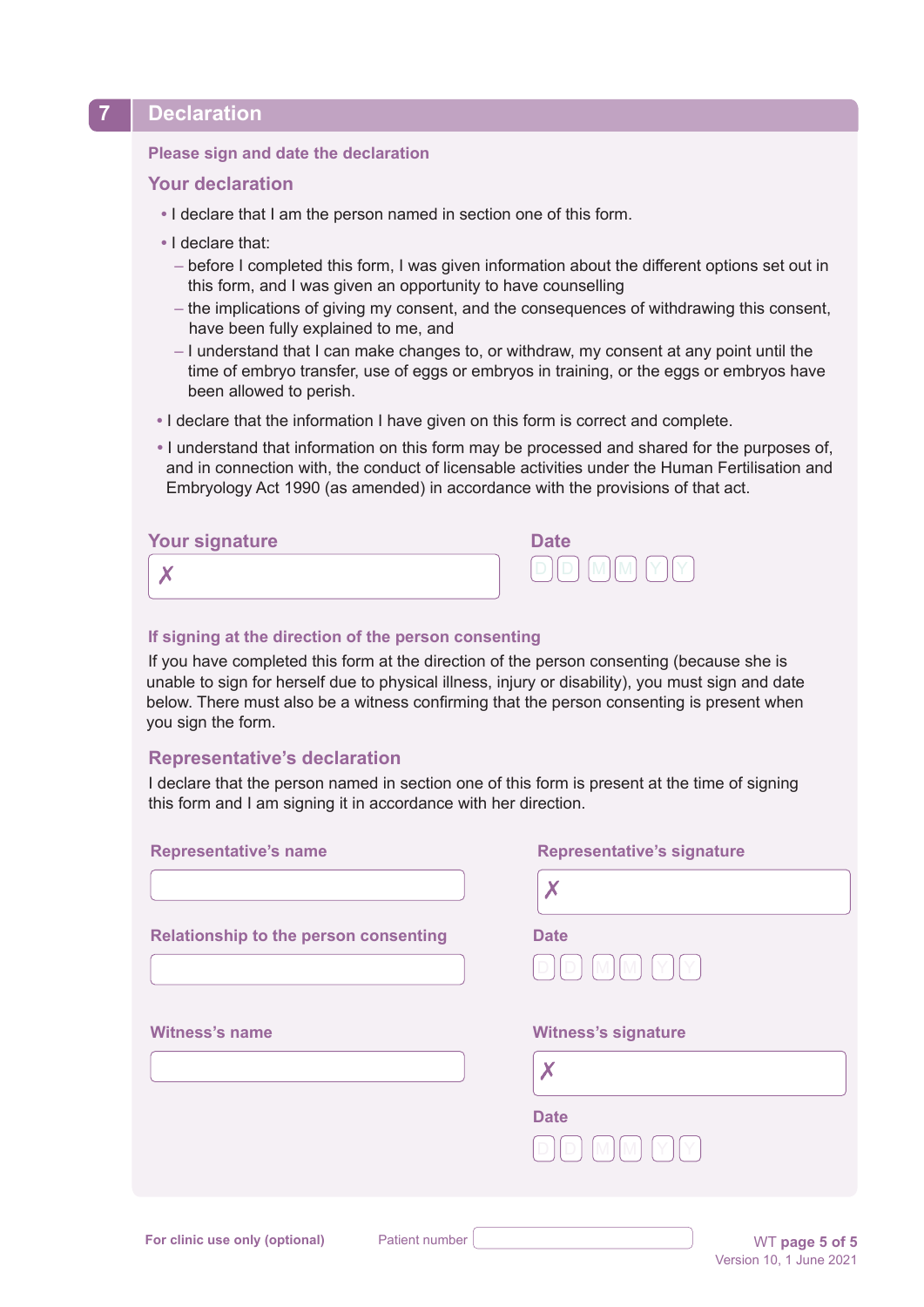## 7 Declaration

**Please sign and date the declaration**

### Your declaration

- I declare that I am the person named in section one of this form.
- I declare that:
  - before I completed this form, I was given information about the different options set out in this form, and I was given an opportunity to have counselling
  - the implications of giving my consent, and the consequences of withdrawing this consent, have been fully explained to me, and
  - I understand that I can make changes to, or withdraw, my consent at any point until the time of embryo transfer, use of eggs or embryos in training, or the eggs or embryos have been allowed to perish.
- I declare that the information I have given on this form is correct and complete.
- I understand that information on this form may be processed and shared for the purposes of, and in connection with, the conduct of licensable activities under the Human Fertilisation and Embryology Act 1990 (as amended) in accordance with the provisions of that act.

**Your signature**

✗

**Date**

D D M M Y Y

**If signing at the direction of the person consenting**

If you have completed this form at the direction of the person consenting (because she is unable to sign for herself due to physical illness, injury or disability), you must sign and date below. There must also be a witness confirming that the person consenting is present when you sign the form.

### Representative's declaration

I declare that the person named in section one of this form is present at the time of signing this form and I am signing it in accordance with her direction.

**Representative's name**

**Representative's signature**

✗

**Relationship to the person consenting**

**Date**

D D M M Y Y

**Witness's name**

**Witness's signature**

✗

**Date**

D D M M Y Y

**For clinic use only (optional)** Patient number

WT Version 10, 1 June 2021